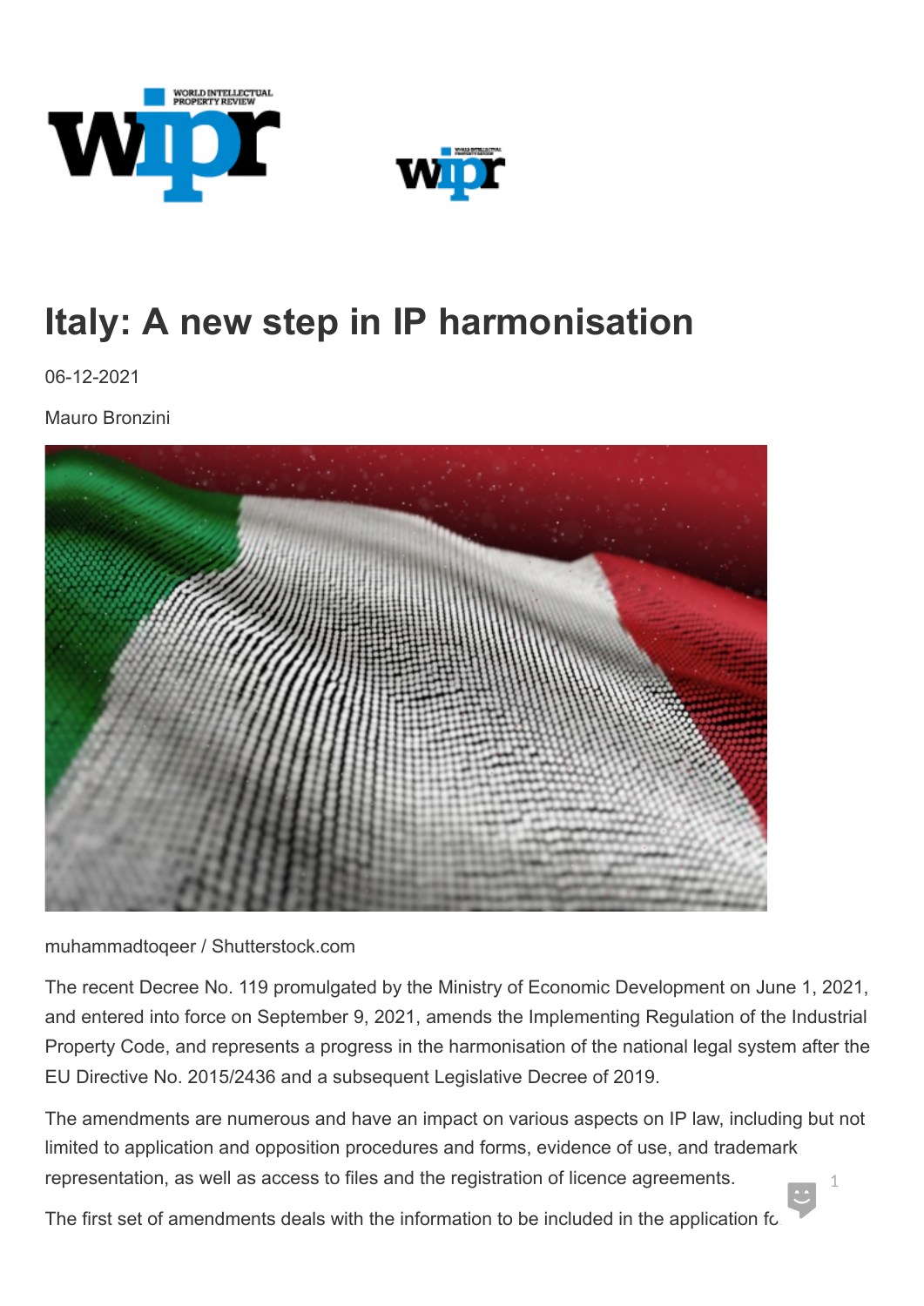# Italy: A new step in IP harmonisation

06-12-2021

Mauro Bronzini

muhammadtoqeer / Shutterstock.com

The recent Decree No. 119 promulgated by the Ministry of Economic Development on June 1, 2021, and entered into force on September 9, 2021, amends the Implementing Regulation of the Industrial Property Code, and represents a progress in the harmonisation of the national legal system after the EU Directive No. 2015/2436 and a subsequent Legislative Decree of 2019.

The amendments are numerous and have an impact on various aspects on IP law, including but not limited to application and opposition procedures and forms, evidence of use, and trademark representation, as well as access to files and the registration of licence agreements.

The first set of amendments deals with the information to be included in the application fo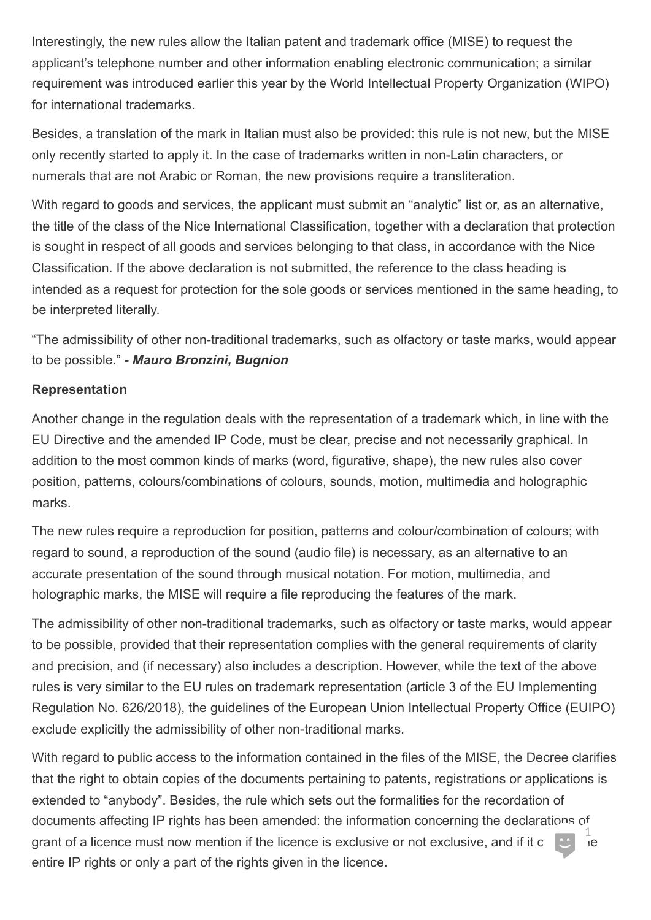Interestingly, the new rules allow the Italian patent and trademark office (MISE) to request the applicant's telephone number and other information enabling electronic communication; a similar requirement was introduced earlier this year by the World Intellectual Property Organization (WIPO) for international trademarks.

Besides, a translation of the mark in Italian must also be provided: this rule is not new, but the MISE only recently started to apply it. In the case of trademarks written in non-Latin characters, or numerals that are not Arabic or Roman, the new provisions require a transliteration.

With regard to goods and services, the applicant must submit an "analytic" list or, as an alternative, the title of the class of the Nice International Classification, together with a declaration that protection is sought in respect of all goods and services belonging to that class, in accordance with the Nice Classification. If the above declaration is not submitted, the reference to the class heading is intended as a request for protection for the sole goods or services mentioned in the same heading, to be interpreted literally.

"The admissibility of other non-traditional trademarks, such as olfactory or taste marks, would appear to be possible." ***- Mauro Bronzini, Bugnion***

**Representation**

Another change in the regulation deals with the representation of a trademark which, in line with the EU Directive and the amended IP Code, must be clear, precise and not necessarily graphical. In addition to the most common kinds of marks (word, figurative, shape), the new rules also cover position, patterns, colours/combinations of colours, sounds, motion, multimedia and holographic marks.

The new rules require a reproduction for position, patterns and colour/combination of colours; with regard to sound, a reproduction of the sound (audio file) is necessary, as an alternative to an accurate presentation of the sound through musical notation. For motion, multimedia, and holographic marks, the MISE will require a file reproducing the features of the mark.

The admissibility of other non-traditional trademarks, such as olfactory or taste marks, would appear to be possible, provided that their representation complies with the general requirements of clarity and precision, and (if necessary) also includes a description. However, while the text of the above rules is very similar to the EU rules on trademark representation (article 3 of the EU Implementing Regulation No. 626/2018), the guidelines of the European Union Intellectual Property Office (EUIPO) exclude explicitly the admissibility of other non-traditional marks.

With regard to public access to the information contained in the files of the MISE, the Decree clarifies that the right to obtain copies of the documents pertaining to patents, registrations or applications is extended to "anybody". Besides, the rule which sets out the formalities for the recordation of documents affecting IP rights has been amended: the information concerning the declarations of grant of a licence must now mention if the licence is exclusive or not exclusive, and if it c[...]e entire IP rights or only a part of the rights given in the licence.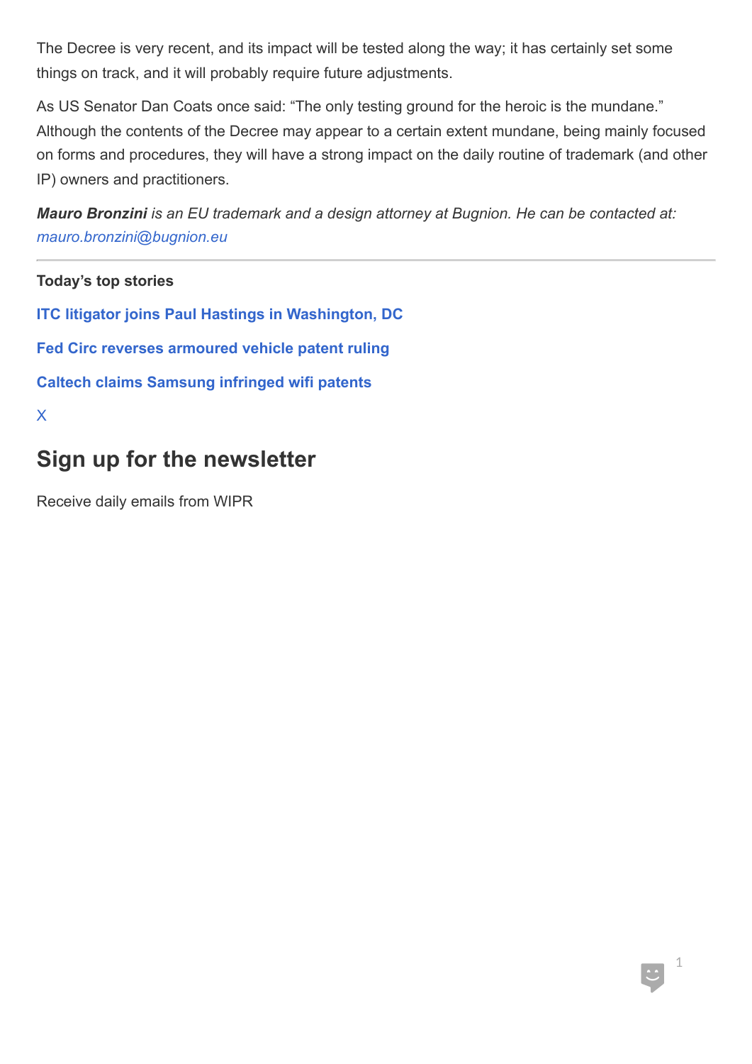The Decree is very recent, and its impact will be tested along the way; it has certainly set some things on track, and it will probably require future adjustments.

As US Senator Dan Coats once said: “The only testing ground for the heroic is the mundane.” Although the contents of the Decree may appear to a certain extent mundane, being mainly focused on forms and procedures, they will have a strong impact on the daily routine of trademark (and other IP) owners and practitioners.

***Mauro Bronzini** is an EU trademark and a design attorney at Bugnion. He can be contacted at: mauro.bronzini@bugnion.eu*

---

**Today’s top stories**

**ITC litigator joins Paul Hastings in Washington, DC**

**Fed Circ reverses armoured vehicle patent ruling**

**Caltech claims Samsung infringed wifi patents**

X

## Sign up for the newsletter

Receive daily emails from WIPR